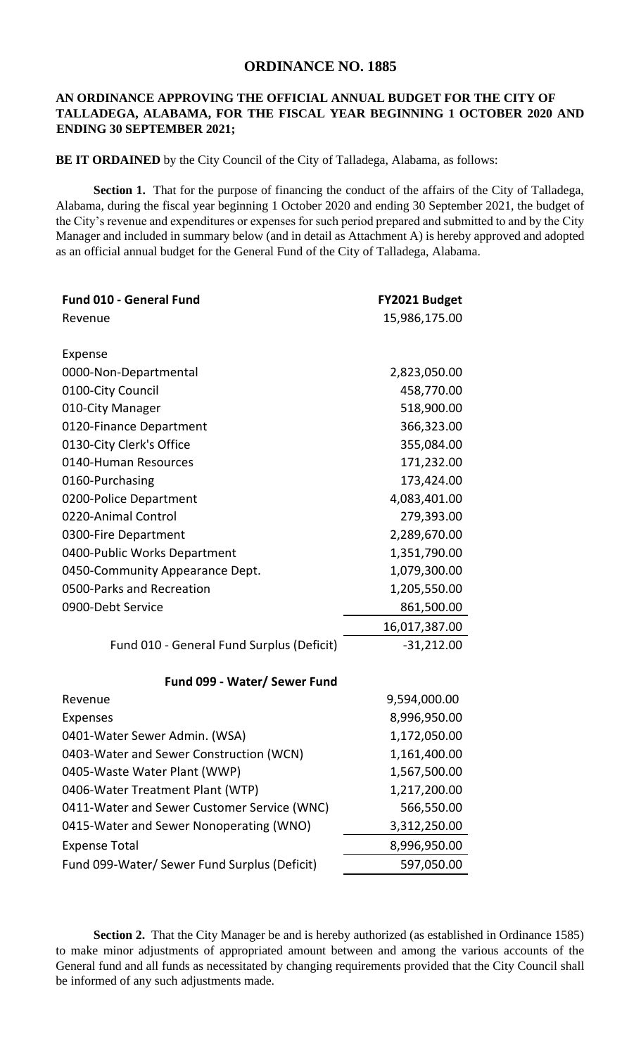# ORDINANCE NO. 1885

**AN ORDINANCE APPROVING THE OFFICIAL ANNUAL BUDGET FOR THE CITY OF TALLADEGA, ALABAMA, FOR THE FISCAL YEAR BEGINNING 1 OCTOBER 2020 AND ENDING 30 SEPTEMBER 2021;**

**BE IT ORDAINED** by the City Council of the City of Talladega, Alabama, as follows:

**Section 1.** That for the purpose of financing the conduct of the affairs of the City of Talladega, Alabama, during the fiscal year beginning 1 October 2020 and ending 30 September 2021, the budget of the City's revenue and expenditures or expenses for such period prepared and submitted to and by the City Manager and included in summary below (and in detail as Attachment A) is hereby approved and adopted as an official annual budget for the General Fund of the City of Talladega, Alabama.

| **Fund 010 - General Fund** | **FY2021 Budget** |
|---|---|
| Revenue | 15,986,175.00 |
| | |
| Expense | |
| 0000-Non-Departmental | 2,823,050.00 |
| 0100-City Council | 458,770.00 |
| 010-City Manager | 518,900.00 |
| 0120-Finance Department | 366,323.00 |
| 0130-City Clerk's Office | 355,084.00 |
| 0140-Human Resources | 171,232.00 |
| 0160-Purchasing | 173,424.00 |
| 0200-Police Department | 4,083,401.00 |
| 0220-Animal Control | 279,393.00 |
| 0300-Fire Department | 2,289,670.00 |
| 0400-Public Works Department | 1,351,790.00 |
| 0450-Community Appearance Dept. | 1,079,300.00 |
| 0500-Parks and Recreation | 1,205,550.00 |
| 0900-Debt Service | 861,500.00 |
| | 16,017,387.00 |
| Fund 010 - General Fund Surplus (Deficit) | -31,212.00 |
| | |
| **Fund 099 - Water/ Sewer Fund** | |
| Revenue | 9,594,000.00 |
| Expenses | 8,996,950.00 |
| 0401-Water Sewer Admin. (WSA) | 1,172,050.00 |
| 0403-Water and Sewer Construction (WCN) | 1,161,400.00 |
| 0405-Waste Water Plant (WWP) | 1,567,500.00 |
| 0406-Water Treatment Plant (WTP) | 1,217,200.00 |
| 0411-Water and Sewer Customer Service (WNC) | 566,550.00 |
| 0415-Water and Sewer Nonoperating (WNO) | 3,312,250.00 |
| Expense Total | 8,996,950.00 |
| Fund 099-Water/ Sewer Fund Surplus (Deficit) | 597,050.00 |

**Section 2.** That the City Manager be and is hereby authorized (as established in Ordinance 1585) to make minor adjustments of appropriated amount between and among the various accounts of the General fund and all funds as necessitated by changing requirements provided that the City Council shall be informed of any such adjustments made.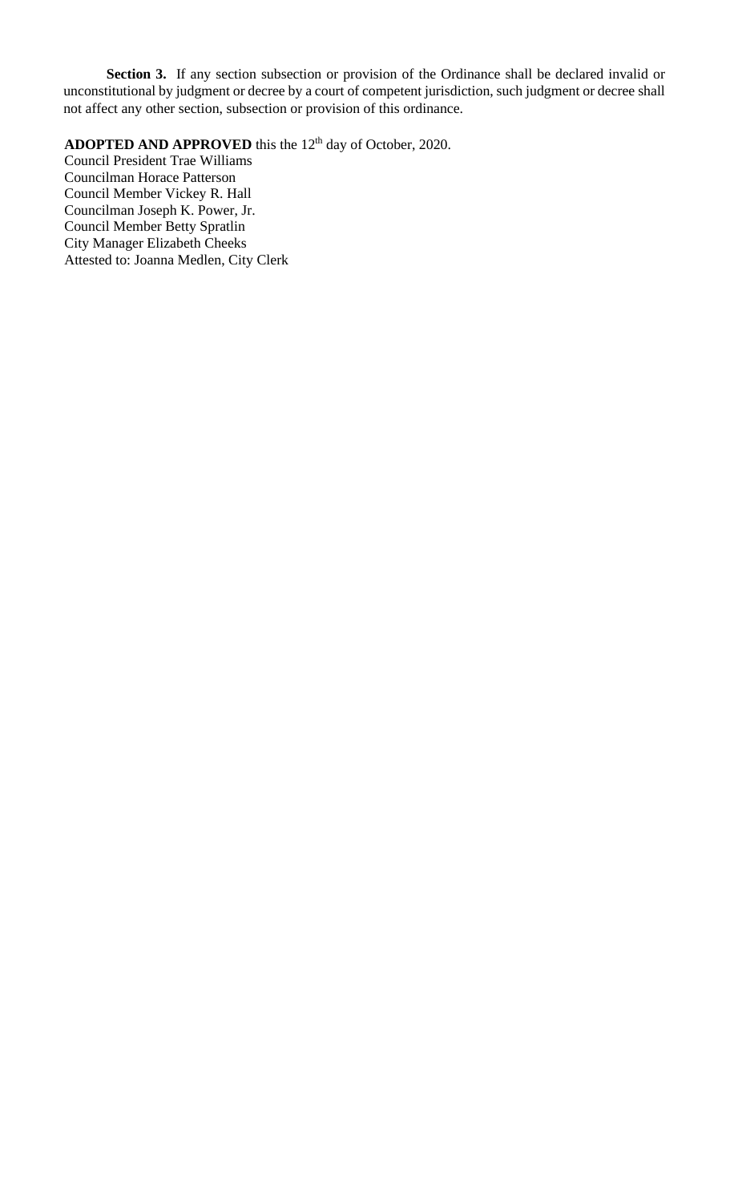**Section 3.** If any section subsection or provision of the Ordinance shall be declared invalid or unconstitutional by judgment or decree by a court of competent jurisdiction, such judgment or decree shall not affect any other section, subsection or provision of this ordinance.

**ADOPTED AND APPROVED** this the 12th day of October, 2020.

Council President Trae Williams
Councilman Horace Patterson
Council Member Vickey R. Hall
Councilman Joseph K. Power, Jr.
Council Member Betty Spratlin
City Manager Elizabeth Cheeks
Attested to: Joanna Medlen, City Clerk